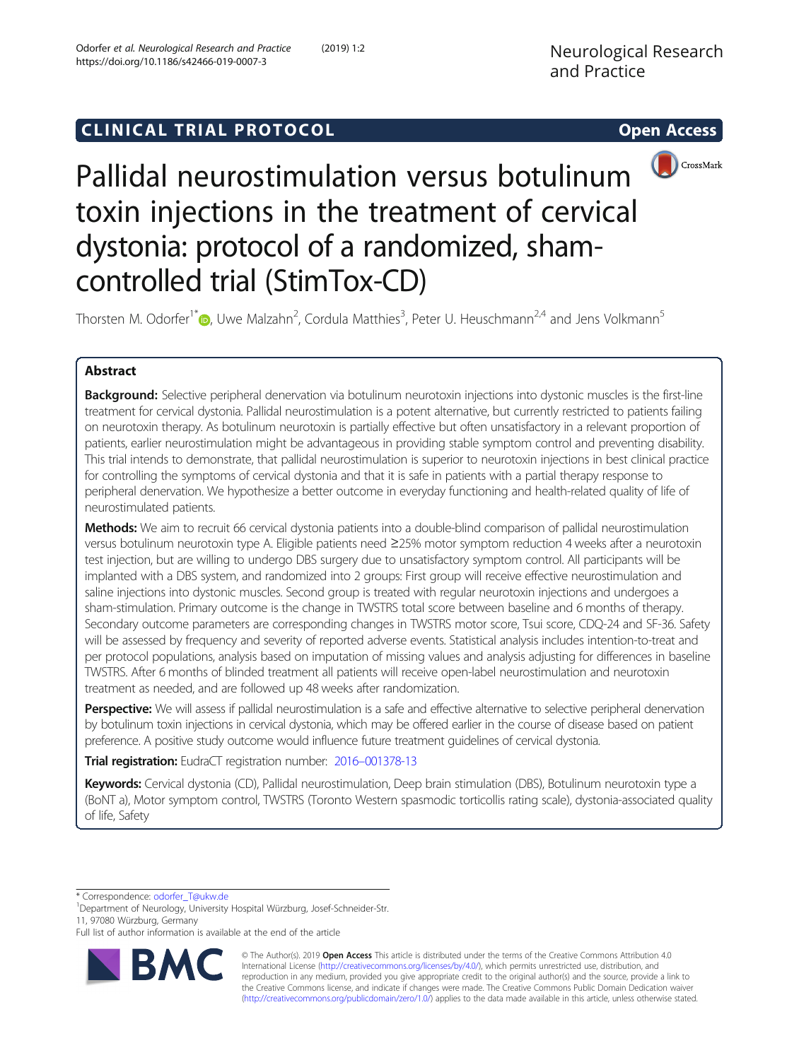CLINICAL TRIAL PROTOCOL

Open Access

# Pallidal neurostimulation versus botulinum toxin injections in the treatment of cervical dystonia: protocol of a randomized, sham-controlled trial (StimTox-CD)

Thorsten M. Odorfer[1*], Uwe Malzahn[2], Cordula Matthies[3], Peter U. Heuschmann[2,4] and Jens Volkmann[5]

## Abstract

**Background:** Selective peripheral denervation via botulinum neurotoxin injections into dystonic muscles is the first-line treatment for cervical dystonia. Pallidal neurostimulation is a potent alternative, but currently restricted to patients failing on neurotoxin therapy. As botulinum neurotoxin is partially effective but often unsatisfactory in a relevant proportion of patients, earlier neurostimulation might be advantageous in providing stable symptom control and preventing disability. This trial intends to demonstrate, that pallidal neurostimulation is superior to neurotoxin injections in best clinical practice for controlling the symptoms of cervical dystonia and that it is safe in patients with a partial therapy response to peripheral denervation. We hypothesize a better outcome in everyday functioning and health-related quality of life of neurostimulated patients.

**Methods:** We aim to recruit 66 cervical dystonia patients into a double-blind comparison of pallidal neurostimulation versus botulinum neurotoxin type A. Eligible patients need ≥25% motor symptom reduction 4 weeks after a neurotoxin test injection, but are willing to undergo DBS surgery due to unsatisfactory symptom control. All participants will be implanted with a DBS system, and randomized into 2 groups: First group will receive effective neurostimulation and saline injections into dystonic muscles. Second group is treated with regular neurotoxin injections and undergoes a sham-stimulation. Primary outcome is the change in TWSTRS total score between baseline and 6 months of therapy. Secondary outcome parameters are corresponding changes in TWSTRS motor score, Tsui score, CDQ-24 and SF-36. Safety will be assessed by frequency and severity of reported adverse events. Statistical analysis includes intention-to-treat and per protocol populations, analysis based on imputation of missing values and analysis adjusting for differences in baseline TWSTRS. After 6 months of blinded treatment all patients will receive open-label neurostimulation and neurotoxin treatment as needed, and are followed up 48 weeks after randomization.

**Perspective:** We will assess if pallidal neurostimulation is a safe and effective alternative to selective peripheral denervation by botulinum toxin injections in cervical dystonia, which may be offered earlier in the course of disease based on patient preference. A positive study outcome would influence future treatment guidelines of cervical dystonia.

**Trial registration:** EudraCT registration number: 2016–001378-13

**Keywords:** Cervical dystonia (CD), Pallidal neurostimulation, Deep brain stimulation (DBS), Botulinum neurotoxin type a (BoNT a), Motor symptom control, TWSTRS (Toronto Western spasmodic torticollis rating scale), dystonia-associated quality of life, Safety

---

* Correspondence: odorfer_T@ukw.de

[1]Department of Neurology, University Hospital Würzburg, Josef-Schneider-Str. 11, 97080 Würzburg, Germany

Full list of author information is available at the end of the article

© The Author(s). 2019 **Open Access** This article is distributed under the terms of the Creative Commons Attribution 4.0 International License (http://creativecommons.org/licenses/by/4.0/), which permits unrestricted use, distribution, and reproduction in any medium, provided you give appropriate credit to the original author(s) and the source, provide a link to the Creative Commons license, and indicate if changes were made. The Creative Commons Public Domain Dedication waiver (http://creativecommons.org/publicdomain/zero/1.0/) applies to the data made available in this article, unless otherwise stated.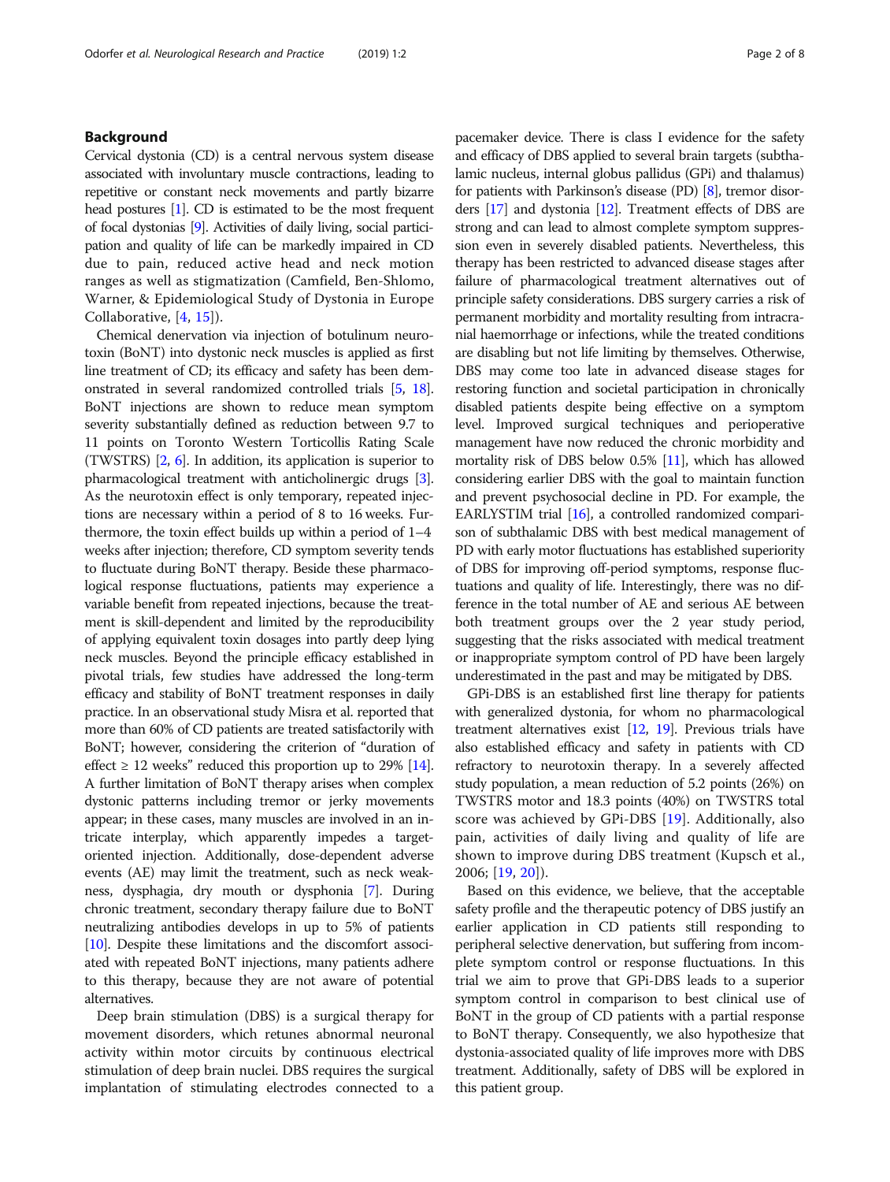## Background

Cervical dystonia (CD) is a central nervous system disease associated with involuntary muscle contractions, leading to repetitive or constant neck movements and partly bizarre head postures [1]. CD is estimated to be the most frequent of focal dystonias [9]. Activities of daily living, social participation and quality of life can be markedly impaired in CD due to pain, reduced active head and neck motion ranges as well as stigmatization (Camfield, Ben-Shlomo, Warner, & Epidemiological Study of Dystonia in Europe Collaborative, [4, 15]).

Chemical denervation via injection of botulinum neurotoxin (BoNT) into dystonic neck muscles is applied as first line treatment of CD; its efficacy and safety has been demonstrated in several randomized controlled trials [5, 18]. BoNT injections are shown to reduce mean symptom severity substantially defined as reduction between 9.7 to 11 points on Toronto Western Torticollis Rating Scale (TWSTRS) [2, 6]. In addition, its application is superior to pharmacological treatment with anticholinergic drugs [3]. As the neurotoxin effect is only temporary, repeated injections are necessary within a period of 8 to 16 weeks. Furthermore, the toxin effect builds up within a period of 1–4 weeks after injection; therefore, CD symptom severity tends to fluctuate during BoNT therapy. Beside these pharmacological response fluctuations, patients may experience a variable benefit from repeated injections, because the treatment is skill-dependent and limited by the reproducibility of applying equivalent toxin dosages into partly deep lying neck muscles. Beyond the principle efficacy established in pivotal trials, few studies have addressed the long-term efficacy and stability of BoNT treatment responses in daily practice. In an observational study Misra et al. reported that more than 60% of CD patients are treated satisfactorily with BoNT; however, considering the criterion of "duration of effect ≥ 12 weeks" reduced this proportion up to 29% [14]. A further limitation of BoNT therapy arises when complex dystonic patterns including tremor or jerky movements appear; in these cases, many muscles are involved in an intricate interplay, which apparently impedes a target-oriented injection. Additionally, dose-dependent adverse events (AE) may limit the treatment, such as neck weakness, dysphagia, dry mouth or dysphonia [7]. During chronic treatment, secondary therapy failure due to BoNT neutralizing antibodies develops in up to 5% of patients [10]. Despite these limitations and the discomfort associated with repeated BoNT injections, many patients adhere to this therapy, because they are not aware of potential alternatives.

Deep brain stimulation (DBS) is a surgical therapy for movement disorders, which retunes abnormal neuronal activity within motor circuits by continuous electrical stimulation of deep brain nuclei. DBS requires the surgical implantation of stimulating electrodes connected to a pacemaker device. There is class I evidence for the safety and efficacy of DBS applied to several brain targets (subthalamic nucleus, internal globus pallidus (GPi) and thalamus) for patients with Parkinson's disease (PD) [8], tremor disorders [17] and dystonia [12]. Treatment effects of DBS are strong and can lead to almost complete symptom suppression even in severely disabled patients. Nevertheless, this therapy has been restricted to advanced disease stages after failure of pharmacological treatment alternatives out of principle safety considerations. DBS surgery carries a risk of permanent morbidity and mortality resulting from intracranial haemorrhage or infections, while the treated conditions are disabling but not life limiting by themselves. Otherwise, DBS may come too late in advanced disease stages for restoring function and societal participation in chronically disabled patients despite being effective on a symptom level. Improved surgical techniques and perioperative management have now reduced the chronic morbidity and mortality risk of DBS below 0.5% [11], which has allowed considering earlier DBS with the goal to maintain function and prevent psychosocial decline in PD. For example, the EARLYSTIM trial [16], a controlled randomized comparison of subthalamic DBS with best medical management of PD with early motor fluctuations has established superiority of DBS for improving off-period symptoms, response fluctuations and quality of life. Interestingly, there was no difference in the total number of AE and serious AE between both treatment groups over the 2 year study period, suggesting that the risks associated with medical treatment or inappropriate symptom control of PD have been largely underestimated in the past and may be mitigated by DBS.

GPi-DBS is an established first line therapy for patients with generalized dystonia, for whom no pharmacological treatment alternatives exist [12, 19]. Previous trials have also established efficacy and safety in patients with CD refractory to neurotoxin therapy. In a severely affected study population, a mean reduction of 5.2 points (26%) on TWSTRS motor and 18.3 points (40%) on TWSTRS total score was achieved by GPi-DBS [19]. Additionally, also pain, activities of daily living and quality of life are shown to improve during DBS treatment (Kupsch et al., 2006; [19, 20]).

Based on this evidence, we believe, that the acceptable safety profile and the therapeutic potency of DBS justify an earlier application in CD patients still responding to peripheral selective denervation, but suffering from incomplete symptom control or response fluctuations. In this trial we aim to prove that GPi-DBS leads to a superior symptom control in comparison to best clinical use of BoNT in the group of CD patients with a partial response to BoNT therapy. Consequently, we also hypothesize that dystonia-associated quality of life improves more with DBS treatment. Additionally, safety of DBS will be explored in this patient group.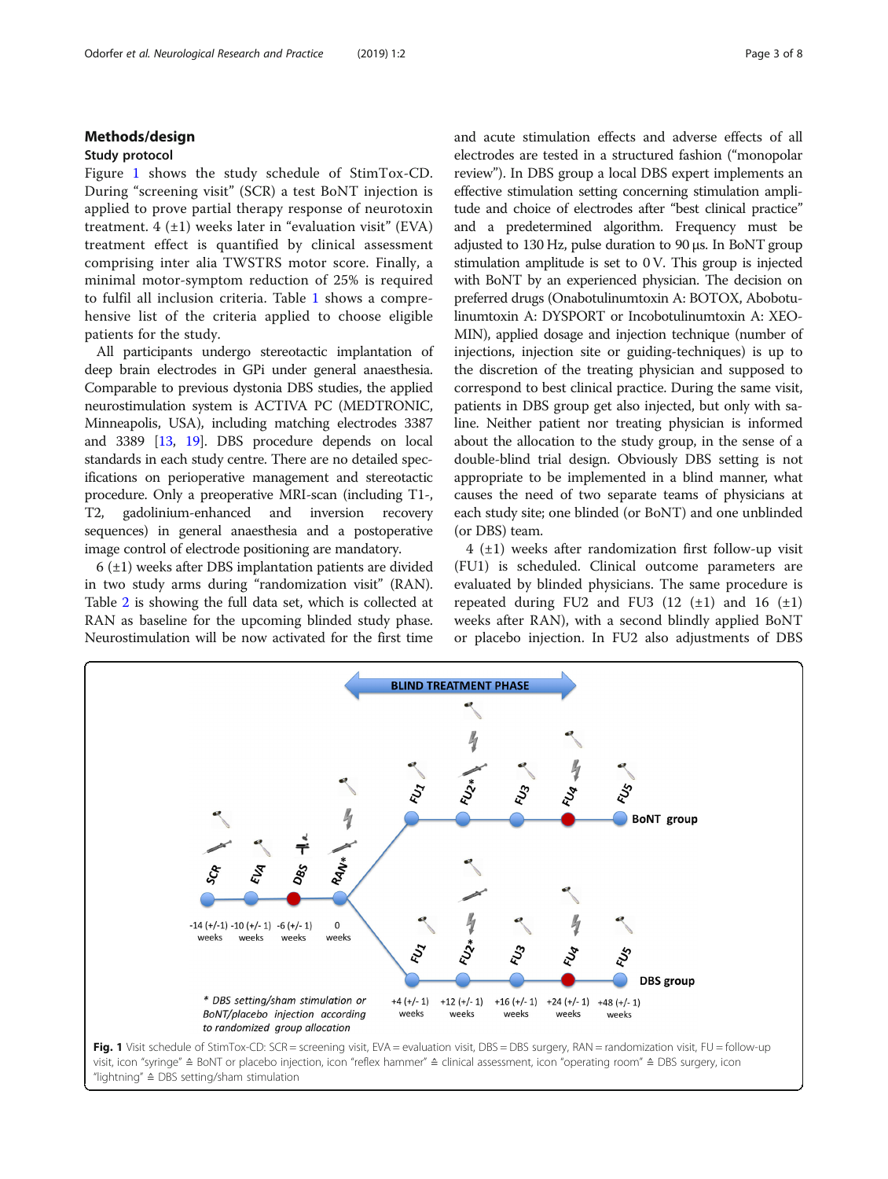## Methods/design

### Study protocol

Figure 1 shows the study schedule of StimTox-CD. During "screening visit" (SCR) a test BoNT injection is applied to prove partial therapy response of neurotoxin treatment. 4 (±1) weeks later in "evaluation visit" (EVA) treatment effect is quantified by clinical assessment comprising inter alia TWSTRS motor score. Finally, a minimal motor-symptom reduction of 25% is required to fulfil all inclusion criteria. Table 1 shows a comprehensive list of the criteria applied to choose eligible patients for the study.

All participants undergo stereotactic implantation of deep brain electrodes in GPi under general anaesthesia. Comparable to previous dystonia DBS studies, the applied neurostimulation system is ACTIVA PC (MEDTRONIC, Minneapolis, USA), including matching electrodes 3387 and 3389 [13, 19]. DBS procedure depends on local standards in each study centre. There are no detailed specifications on perioperative management and stereotactic procedure. Only a preoperative MRI-scan (including T1-, T2, gadolinium-enhanced and inversion recovery sequences) in general anaesthesia and a postoperative image control of electrode positioning are mandatory.

6 (±1) weeks after DBS implantation patients are divided in two study arms during "randomization visit" (RAN). Table 2 is showing the full data set, which is collected at RAN as baseline for the upcoming blinded study phase. Neurostimulation will be now activated for the first time and acute stimulation effects and adverse effects of all electrodes are tested in a structured fashion ("monopolar review"). In DBS group a local DBS expert implements an effective stimulation setting concerning stimulation amplitude and choice of electrodes after "best clinical practice" and a predetermined algorithm. Frequency must be adjusted to 130 Hz, pulse duration to 90 μs. In BoNT group stimulation amplitude is set to 0 V. This group is injected with BoNT by an experienced physician. The decision on preferred drugs (Onabotulinumtoxin A: BOTOX, Abobotulinumtoxin A: DYSPORT or Incobotulinumtoxin A: XEOMIN), applied dosage and injection technique (number of injections, injection site or guiding-techniques) is up to the discretion of the treating physician and supposed to correspond to best clinical practice. During the same visit, patients in DBS group get also injected, but only with saline. Neither patient nor treating physician is informed about the allocation to the study group, in the sense of a double-blind trial design. Obviously DBS setting is not appropriate to be implemented in a blind manner, what causes the need of two separate teams of physicians at each study site; one blinded (or BoNT) and one unblinded (or DBS) team.

4 (±1) weeks after randomization first follow-up visit (FU1) is scheduled. Clinical outcome parameters are evaluated by blinded physicians. The same procedure is repeated during FU2 and FU3 (12 (±1) and 16 (±1) weeks after RAN), with a second blindly applied BoNT or placebo injection. In FU2 also adjustments of DBS

**Fig. 1** Visit schedule of StimTox-CD: SCR = screening visit, EVA = evaluation visit, DBS = DBS surgery, RAN = randomization visit, FU = follow-up visit, icon "syringe" ≙ BoNT or placebo injection, icon "reflex hammer" ≙ clinical assessment, icon "operating room" ≙ DBS surgery, icon "lightning" ≙ DBS setting/sham stimulation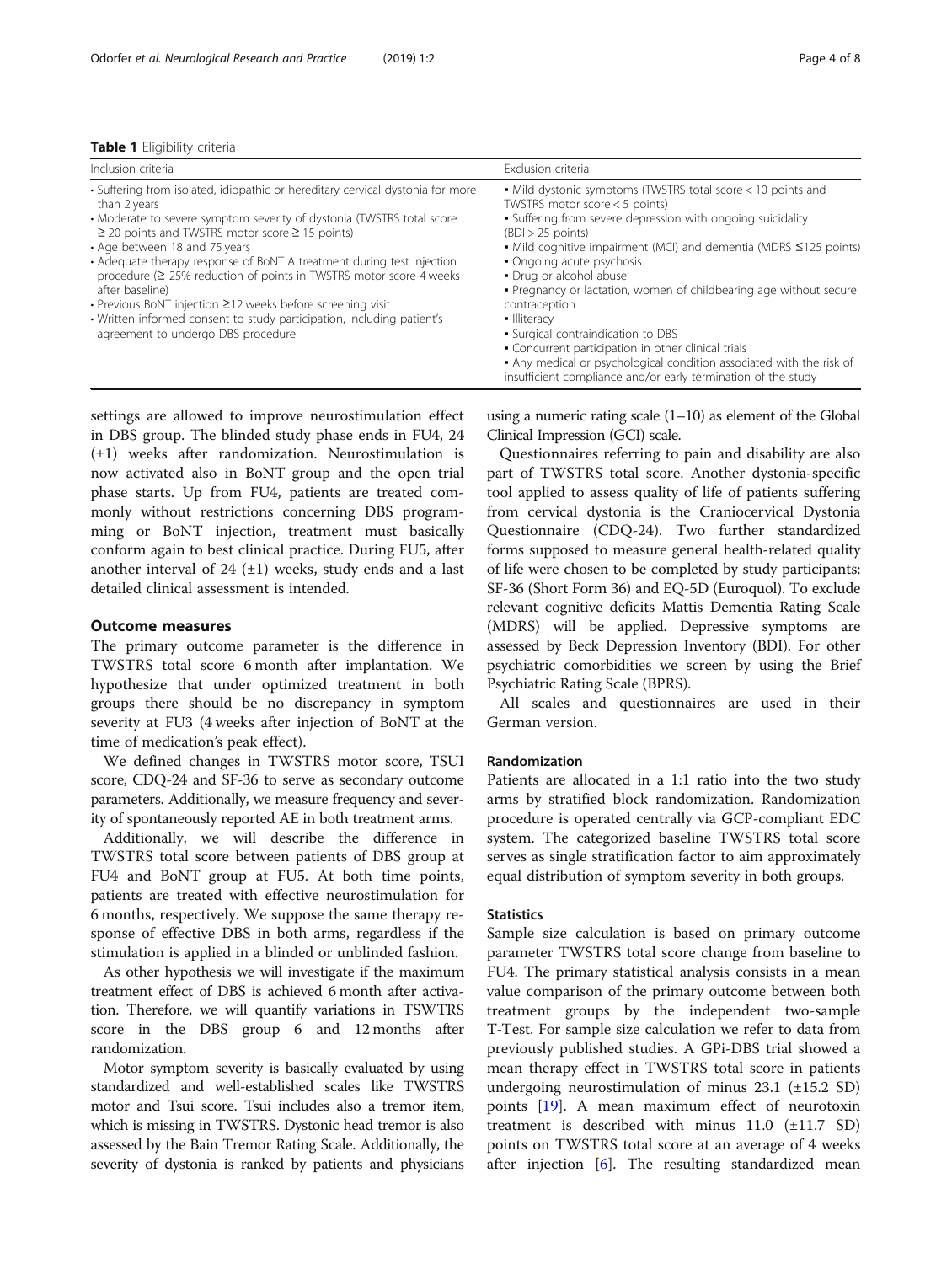**Table 1** Eligibility criteria

| Inclusion criteria | Exclusion criteria |
| --- | --- |
| • Suffering from isolated, idiopathic or hereditary cervical dystonia for more than 2 years<br>• Moderate to severe symptom severity of dystonia (TWSTRS total score ≥ 20 points and TWSTRS motor score ≥ 15 points)<br>• Age between 18 and 75 years<br>• Adequate therapy response of BoNT A treatment during test injection procedure (≥ 25% reduction of points in TWSTRS motor score 4 weeks after baseline)<br>• Previous BoNT injection ≥12 weeks before screening visit<br>• Written informed consent to study participation, including patient's agreement to undergo DBS procedure | • Mild dystonic symptoms (TWSTRS total score < 10 points and TWSTRS motor score < 5 points)<br>• Suffering from severe depression with ongoing suicidality (BDI > 25 points)<br>• Mild cognitive impairment (MCI) and dementia (MDRS ≤125 points)<br>• Ongoing acute psychosis<br>• Drug or alcohol abuse<br>• Pregnancy or lactation, women of childbearing age without secure contraception<br>• Illiteracy<br>• Surgical contraindication to DBS<br>• Concurrent participation in other clinical trials<br>• Any medical or psychological condition associated with the risk of insufficient compliance and/or early termination of the study |

settings are allowed to improve neurostimulation effect in DBS group. The blinded study phase ends in FU4, 24 (±1) weeks after randomization. Neurostimulation is now activated also in BoNT group and the open trial phase starts. Up from FU4, patients are treated commonly without restrictions concerning DBS programming or BoNT injection, treatment must basically conform again to best clinical practice. During FU5, after another interval of 24 (±1) weeks, study ends and a last detailed clinical assessment is intended.

## Outcome measures

The primary outcome parameter is the difference in TWSTRS total score 6 month after implantation. We hypothesize that under optimized treatment in both groups there should be no discrepancy in symptom severity at FU3 (4 weeks after injection of BoNT at the time of medication's peak effect).

We defined changes in TWSTRS motor score, TSUI score, CDQ-24 and SF-36 to serve as secondary outcome parameters. Additionally, we measure frequency and severity of spontaneously reported AE in both treatment arms.

Additionally, we will describe the difference in TWSTRS total score between patients of DBS group at FU4 and BoNT group at FU5. At both time points, patients are treated with effective neurostimulation for 6 months, respectively. We suppose the same therapy response of effective DBS in both arms, regardless if the stimulation is applied in a blinded or unblinded fashion.

As other hypothesis we will investigate if the maximum treatment effect of DBS is achieved 6 month after activation. Therefore, we will quantify variations in TSWTRS score in the DBS group 6 and 12 months after randomization.

Motor symptom severity is basically evaluated by using standardized and well-established scales like TWSTRS motor and Tsui score. Tsui includes also a tremor item, which is missing in TWSTRS. Dystonic head tremor is also assessed by the Bain Tremor Rating Scale. Additionally, the severity of dystonia is ranked by patients and physicians using a numeric rating scale (1–10) as element of the Global Clinical Impression (GCI) scale.

Questionnaires referring to pain and disability are also part of TWSTRS total score. Another dystonia-specific tool applied to assess quality of life of patients suffering from cervical dystonia is the Craniocervical Dystonia Questionnaire (CDQ-24). Two further standardized forms supposed to measure general health-related quality of life were chosen to be completed by study participants: SF-36 (Short Form 36) and EQ-5D (Euroquol). To exclude relevant cognitive deficits Mattis Dementia Rating Scale (MDRS) will be applied. Depressive symptoms are assessed by Beck Depression Inventory (BDI). For other psychiatric comorbidities we screen by using the Brief Psychiatric Rating Scale (BPRS).

All scales and questionnaires are used in their German version.

### Randomization

Patients are allocated in a 1:1 ratio into the two study arms by stratified block randomization. Randomization procedure is operated centrally via GCP-compliant EDC system. The categorized baseline TWSTRS total score serves as single stratification factor to aim approximately equal distribution of symptom severity in both groups.

### Statistics

Sample size calculation is based on primary outcome parameter TWSTRS total score change from baseline to FU4. The primary statistical analysis consists in a mean value comparison of the primary outcome between both treatment groups by the independent two-sample T-Test. For sample size calculation we refer to data from previously published studies. A GPi-DBS trial showed a mean therapy effect in TWSTRS total score in patients undergoing neurostimulation of minus 23.1 (±15.2 SD) points [19]. A mean maximum effect of neurotoxin treatment is described with minus 11.0 (±11.7 SD) points on TWSTRS total score at an average of 4 weeks after injection [6]. The resulting standardized mean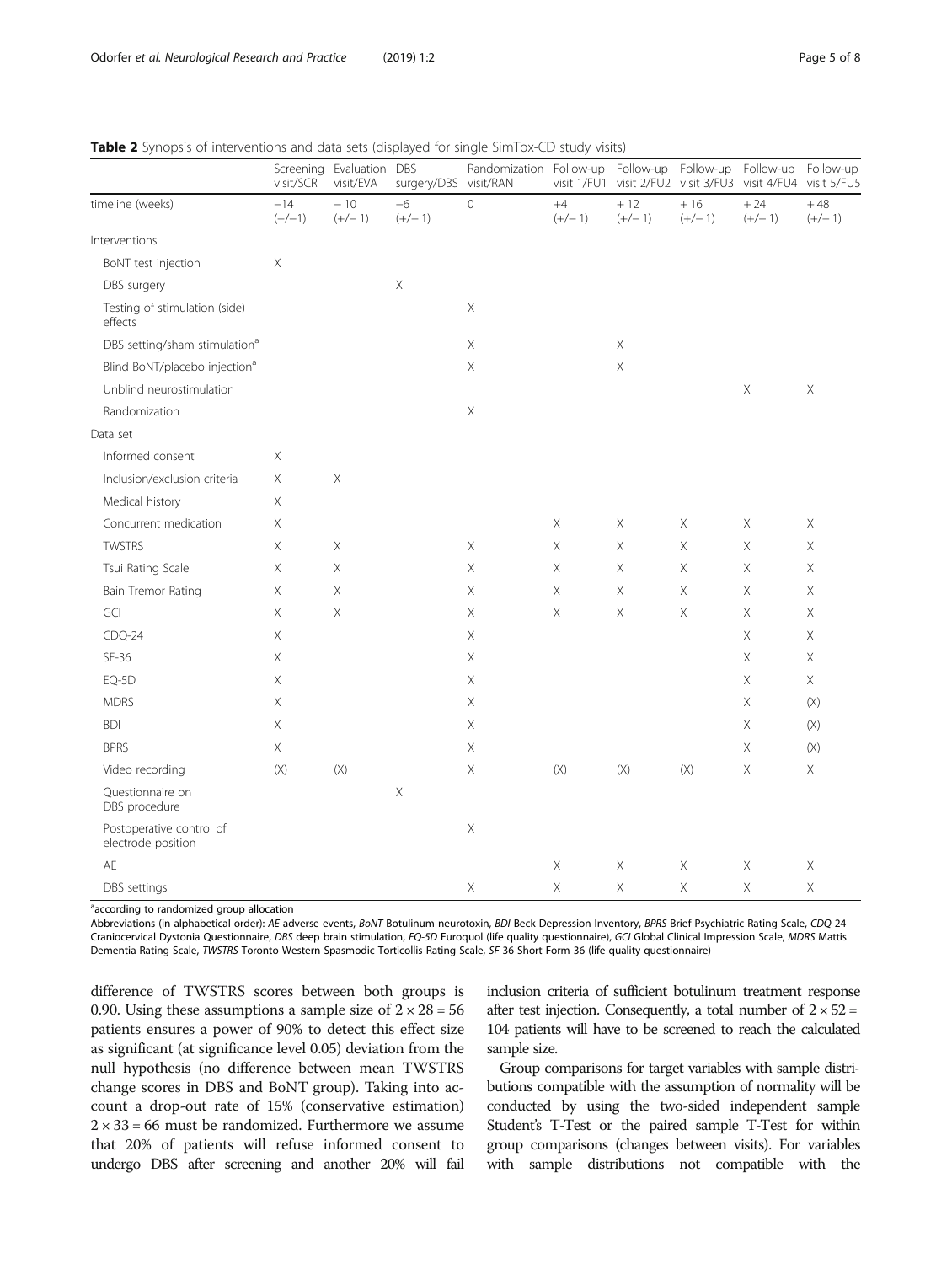**Table 2** Synopsis of interventions and data sets (displayed for single SimTox-CD study visits)

| | Screening visit/SCR | Evaluation visit/EVA | DBS surgery/DBS | Randomization visit/RAN | Follow-up visit 1/FU1 | Follow-up visit 2/FU2 | Follow-up visit 3/FU3 | Follow-up visit 4/FU4 | Follow-up visit 5/FU5 |
|---|---|---|---|---|---|---|---|---|---|
| timeline (weeks) | −14 (+/−1) | − 10 (+/− 1) | −6 (+/− 1) | 0 | +4 (+/− 1) | + 12 (+/− 1) | + 16 (+/− 1) | + 24 (+/− 1) | + 48 (+/− 1) |
| Interventions | | | | | | | | | |
| BoNT test injection | X | | | | | | | | |
| DBS surgery | | | X | | | | | | |
| Testing of stimulation (side) effects | | | | X | | | | | |
| DBS setting/sham stimulation[a] | | | | X | | X | | | |
| Blind BoNT/placebo injection[a] | | | | X | | X | | | |
| Unblind neurostimulation | | | | | | | | X | X |
| Randomization | | | | X | | | | | |
| Data set | | | | | | | | | |
| Informed consent | X | | | | | | | | |
| Inclusion/exclusion criteria | X | X | | | | | | | |
| Medical history | X | | | | | | | | |
| Concurrent medication | X | | | | X | X | X | X | X |
| TWSTRS | X | X | | X | X | X | X | X | X |
| Tsui Rating Scale | X | X | | X | X | X | X | X | X |
| Bain Tremor Rating | X | X | | X | X | X | X | X | X |
| GCI | X | X | | X | X | X | X | X | X |
| CDQ-24 | X | | | X | | | | X | X |
| SF-36 | X | | | X | | | | X | X |
| EQ-5D | X | | | X | | | | X | X |
| MDRS | X | | | X | | | | X | (X) |
| BDI | X | | | X | | | | X | (X) |
| BPRS | X | | | X | | | | X | (X) |
| Video recording | (X) | (X) | | X | (X) | (X) | (X) | X | X |
| Questionnaire on DBS procedure | | | X | | | | | | |
| Postoperative control of electrode position | | | | X | | | | | |
| AE | | | | | X | X | X | X | X |
| DBS settings | | | | X | X | X | X | X | X |

[a]according to randomized group allocation

Abbreviations (in alphabetical order): *AE* adverse events, *BoNT* Botulinum neurotoxin, *BDI* Beck Depression Inventory, *BPRS* Brief Psychiatric Rating Scale, *CDQ-24* Craniocervical Dystonia Questionnaire, *DBS* deep brain stimulation, *EQ-5D* Euroquol (life quality questionnaire), *GCI* Global Clinical Impression Scale, *MDRS* Mattis Dementia Rating Scale, *TWSTRS* Toronto Western Spasmodic Torticollis Rating Scale, *SF-36* Short Form 36 (life quality questionnaire)

difference of TWSTRS scores between both groups is 0.90. Using these assumptions a sample size of $2 \times 28 = 56$ patients ensures a power of 90% to detect this effect size as significant (at significance level 0.05) deviation from the null hypothesis (no difference between mean TWSTRS change scores in DBS and BoNT group). Taking into account a drop-out rate of 15% (conservative estimation) $2 \times 33 = 66$ must be randomized. Furthermore we assume that 20% of patients will refuse informed consent to undergo DBS after screening and another 20% will fail inclusion criteria of sufficient botulinum treatment response after test injection. Consequently, a total number of $2 \times 52 = 104$ patients will have to be screened to reach the calculated sample size.

Group comparisons for target variables with sample distributions compatible with the assumption of normality will be conducted by using the two-sided independent sample Student's T-Test or the paired sample T-Test for within group comparisons (changes between visits). For variables with sample distributions not compatible with the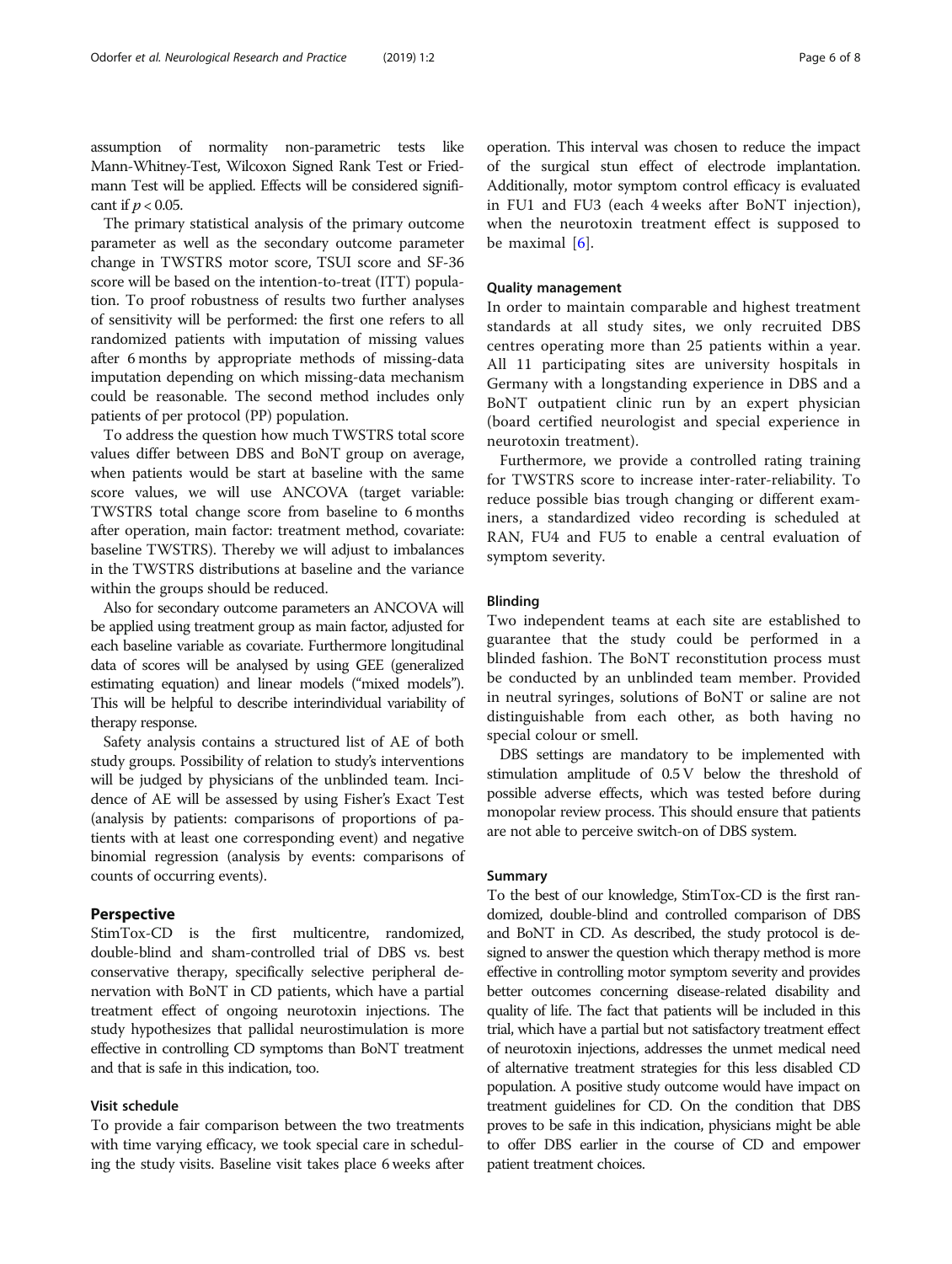assumption of normality non-parametric tests like Mann-Whitney-Test, Wilcoxon Signed Rank Test or Friedmann Test will be applied. Effects will be considered significant if $p < 0.05$.

The primary statistical analysis of the primary outcome parameter as well as the secondary outcome parameter change in TWSTRS motor score, TSUI score and SF-36 score will be based on the intention-to-treat (ITT) population. To proof robustness of results two further analyses of sensitivity will be performed: the first one refers to all randomized patients with imputation of missing values after 6 months by appropriate methods of missing-data imputation depending on which missing-data mechanism could be reasonable. The second method includes only patients of per protocol (PP) population.

To address the question how much TWSTRS total score values differ between DBS and BoNT group on average, when patients would be start at baseline with the same score values, we will use ANCOVA (target variable: TWSTRS total change score from baseline to 6 months after operation, main factor: treatment method, covariate: baseline TWSTRS). Thereby we will adjust to imbalances in the TWSTRS distributions at baseline and the variance within the groups should be reduced.

Also for secondary outcome parameters an ANCOVA will be applied using treatment group as main factor, adjusted for each baseline variable as covariate. Furthermore longitudinal data of scores will be analysed by using GEE (generalized estimating equation) and linear models ("mixed models"). This will be helpful to describe interindividual variability of therapy response.

Safety analysis contains a structured list of AE of both study groups. Possibility of relation to study's interventions will be judged by physicians of the unblinded team. Incidence of AE will be assessed by using Fisher's Exact Test (analysis by patients: comparisons of proportions of patients with at least one corresponding event) and negative binomial regression (analysis by events: comparisons of counts of occurring events).

## Perspective

StimTox-CD is the first multicentre, randomized, double-blind and sham-controlled trial of DBS vs. best conservative therapy, specifically selective peripheral denervation with BoNT in CD patients, which have a partial treatment effect of ongoing neurotoxin injections. The study hypothesizes that pallidal neurostimulation is more effective in controlling CD symptoms than BoNT treatment and that is safe in this indication, too.

### Visit schedule

To provide a fair comparison between the two treatments with time varying efficacy, we took special care in scheduling the study visits. Baseline visit takes place 6 weeks after operation. This interval was chosen to reduce the impact of the surgical stun effect of electrode implantation. Additionally, motor symptom control efficacy is evaluated in FU1 and FU3 (each 4 weeks after BoNT injection), when the neurotoxin treatment effect is supposed to be maximal [6].

### Quality management

In order to maintain comparable and highest treatment standards at all study sites, we only recruited DBS centres operating more than 25 patients within a year. All 11 participating sites are university hospitals in Germany with a longstanding experience in DBS and a BoNT outpatient clinic run by an expert physician (board certified neurologist and special experience in neurotoxin treatment).

Furthermore, we provide a controlled rating training for TWSTRS score to increase inter-rater-reliability. To reduce possible bias trough changing or different examiners, a standardized video recording is scheduled at RAN, FU4 and FU5 to enable a central evaluation of symptom severity.

### Blinding

Two independent teams at each site are established to guarantee that the study could be performed in a blinded fashion. The BoNT reconstitution process must be conducted by an unblinded team member. Provided in neutral syringes, solutions of BoNT or saline are not distinguishable from each other, as both having no special colour or smell.

DBS settings are mandatory to be implemented with stimulation amplitude of 0.5 V below the threshold of possible adverse effects, which was tested before during monopolar review process. This should ensure that patients are not able to perceive switch-on of DBS system.

### Summary

To the best of our knowledge, StimTox-CD is the first randomized, double-blind and controlled comparison of DBS and BoNT in CD. As described, the study protocol is designed to answer the question which therapy method is more effective in controlling motor symptom severity and provides better outcomes concerning disease-related disability and quality of life. The fact that patients will be included in this trial, which have a partial but not satisfactory treatment effect of neurotoxin injections, addresses the unmet medical need of alternative treatment strategies for this less disabled CD population. A positive study outcome would have impact on treatment guidelines for CD. On the condition that DBS proves to be safe in this indication, physicians might be able to offer DBS earlier in the course of CD and empower patient treatment choices.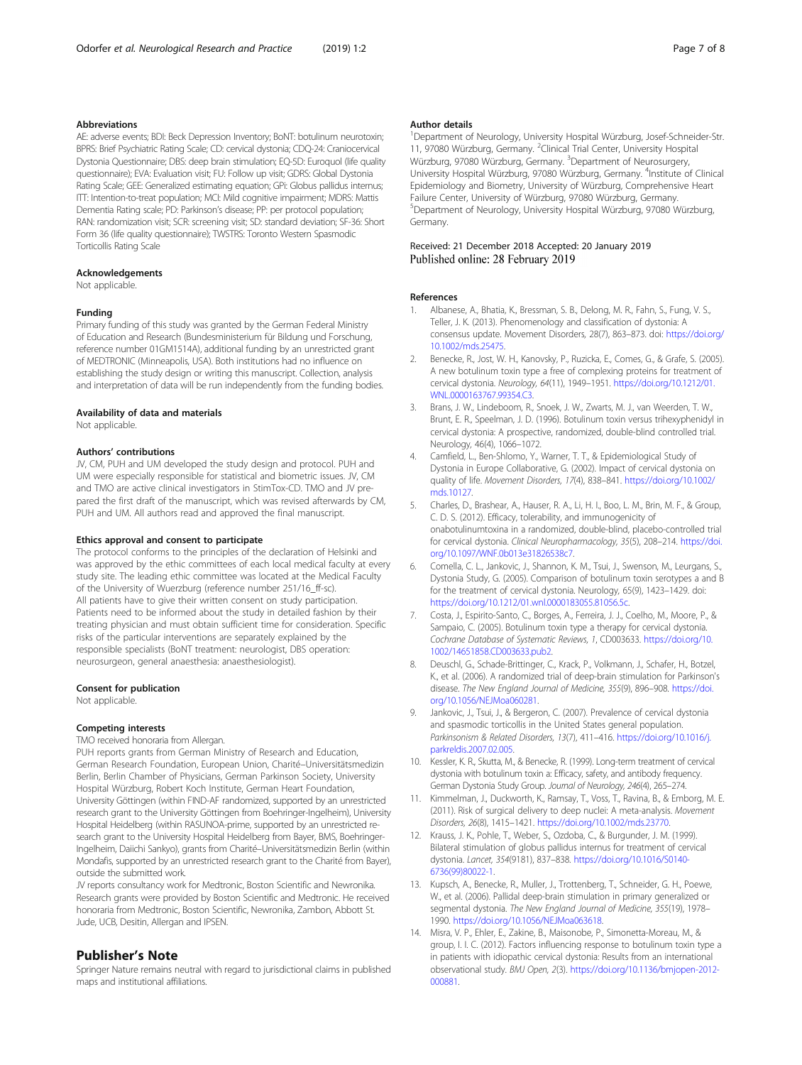### Abbreviations

AE: adverse events; BDI: Beck Depression Inventory; BoNT: botulinum neurotoxin; BPRS: Brief Psychiatric Rating Scale; CD: cervical dystonia; CDQ-24: Craniocervical Dystonia Questionnaire; DBS: deep brain stimulation; EQ-5D: Euroquol (life quality questionnaire); EVA: Evaluation visit; FU: Follow up visit; GDRS: Global Dystonia Rating Scale; GEE: Generalized estimating equation; GPi: Globus pallidus internus; ITT: Intention-to-treat population; MCI: Mild cognitive impairment; MDRS: Mattis Dementia Rating scale; PD: Parkinson's disease; PP: per protocol population; RAN: randomization visit; SCR: screening visit; SD: standard deviation; SF-36: Short Form 36 (life quality questionnaire); TWSTRS: Toronto Western Spasmodic Torticollis Rating Scale

### Acknowledgements

Not applicable.

### Funding

Primary funding of this study was granted by the German Federal Ministry of Education and Research (Bundesministerium für Bildung und Forschung, reference number 01GM1514A), additional funding by an unrestricted grant of MEDTRONIC (Minneapolis, USA). Both institutions had no influence on establishing the study design or writing this manuscript. Collection, analysis and interpretation of data will be run independently from the funding bodies.

### Availability of data and materials

Not applicable.

### Authors' contributions

JV, CM, PUH and UM developed the study design and protocol. PUH and UM were especially responsible for statistical and biometric issues. JV, CM and TMO are active clinical investigators in StimTox-CD. TMO and JV prepared the first draft of the manuscript, which was revised afterwards by CM, PUH and UM. All authors read and approved the final manuscript.

### Ethics approval and consent to participate

The protocol conforms to the principles of the declaration of Helsinki and was approved by the ethic committees of each local medical faculty at every study site. The leading ethic committee was located at the Medical Faculty of the University of Wuerzburg (reference number 251/16_ff-sc).
All patients have to give their written consent on study participation. Patients need to be informed about the study in detailed fashion by their treating physician and must obtain sufficient time for consideration. Specific risks of the particular interventions are separately explained by the responsible specialists (BoNT treatment: neurologist, DBS operation: neurosurgeon, general anaesthesia: anaesthesiologist).

### Consent for publication

Not applicable.

### Competing interests

TMO received honoraria from Allergan.
PUH reports grants from German Ministry of Research and Education, German Research Foundation, European Union, Charité–Universitätsmedizin Berlin, Berlin Chamber of Physicians, German Parkinson Society, University Hospital Würzburg, Robert Koch Institute, German Heart Foundation, University Göttingen (within FIND-AF randomized, supported by an unrestricted research grant to the University Göttingen from Boehringer-Ingelheim), University Hospital Heidelberg (within RASUNOA-prime, supported by an unrestricted research grant to the University Hospital Heidelberg from Bayer, BMS, Boehringer-Ingelheim, Daiichi Sankyo), grants from Charité–Universitätsmedizin Berlin (within Mondafis, supported by an unrestricted research grant to the Charité from Bayer), outside the submitted work.
JV reports consultancy work for Medtronic, Boston Scientific and Newronika. Research grants were provided by Boston Scientific and Medtronic. He received honoraria from Medtronic, Boston Scientific, Newronika, Zambon, Abbott St. Jude, UCB, Desitin, Allergan and IPSEN.

## Publisher's Note

Springer Nature remains neutral with regard to jurisdictional claims in published maps and institutional affiliations.

### Author details

[1]Department of Neurology, University Hospital Würzburg, Josef-Schneider-Str. 11, 97080 Würzburg, Germany. [2]Clinical Trial Center, University Hospital Würzburg, 97080 Würzburg, Germany. [3]Department of Neurosurgery, University Hospital Würzburg, 97080 Würzburg, Germany. [4]Institute of Clinical Epidemiology and Biometry, University of Würzburg, Comprehensive Heart Failure Center, University of Würzburg, 97080 Würzburg, Germany. [5]Department of Neurology, University Hospital Würzburg, 97080 Würzburg, Germany.

Received: 21 December 2018 Accepted: 20 January 2019
Published online: 28 February 2019

### References

1. Albanese, A., Bhatia, K., Bressman, S. B., Delong, M. R., Fahn, S., Fung, V. S., Teller, J. K. (2013). Phenomenology and classification of dystonia: A consensus update. Movement Disorders, 28(7), 863–873. doi: https://doi.org/10.1002/mds.25475.
2. Benecke, R., Jost, W. H., Kanovsky, P., Ruzicka, E., Comes, G., & Grafe, S. (2005). A new botulinum toxin type a free of complexing proteins for treatment of cervical dystonia. *Neurology, 64*(11), 1949–1951. https://doi.org/10.1212/01.WNL.0000163767.99354.C3.
3. Brans, J. W., Lindeboom, R., Snoek, J. W., Zwarts, M. J., van Weerden, T. W., Brunt, E. R., Speelman, J. D. (1996). Botulinum toxin versus trihexyphenidyl in cervical dystonia: A prospective, randomized, double-blind controlled trial. Neurology, 46(4), 1066–1072.
4. Camfield, L., Ben-Shlomo, Y., Warner, T. T., & Epidemiological Study of Dystonia in Europe Collaborative, G. (2002). Impact of cervical dystonia on quality of life. *Movement Disorders, 17*(4), 838–841. https://doi.org/10.1002/mds.10127.
5. Charles, D., Brashear, A., Hauser, R. A., Li, H. I., Boo, L. M., Brin, M. F., & Group, C. D. S. (2012). Efficacy, tolerability, and immunogenicity of onabotulinumtoxina in a randomized, double-blind, placebo-controlled trial for cervical dystonia. *Clinical Neuropharmacology, 35*(5), 208–214. https://doi.org/10.1097/WNF.0b013e31826538c7.
6. Comella, C. L., Jankovic, J., Shannon, K. M., Tsui, J., Swenson, M., Leurgans, S., Dystonia Study, G. (2005). Comparison of botulinum toxin serotypes a and B for the treatment of cervical dystonia. Neurology, 65(9), 1423–1429. doi: https://doi.org/10.1212/01.wnl.0000183055.81056.5c.
7. Costa, J., Espirito-Santo, C., Borges, A., Ferreira, J. J., Coelho, M., Moore, P., & Sampaio, C. (2005). Botulinum toxin type a therapy for cervical dystonia. *Cochrane Database of Systematic Reviews, 1*, CD003633. https://doi.org/10.1002/14651858.CD003633.pub2.
8. Deuschl, G., Schade-Brittinger, C., Krack, P., Volkmann, J., Schafer, H., Botzel, K., et al. (2006). A randomized trial of deep-brain stimulation for Parkinson's disease. *The New England Journal of Medicine, 355*(9), 896–908. https://doi.org/10.1056/NEJMoa060281.
9. Jankovic, J., Tsui, J., & Bergeron, C. (2007). Prevalence of cervical dystonia and spasmodic torticollis in the United States general population. *Parkinsonism & Related Disorders, 13*(7), 411–416. https://doi.org/10.1016/j.parkreldis.2007.02.005.
10. Kessler, K. R., Skutta, M., & Benecke, R. (1999). Long-term treatment of cervical dystonia with botulinum toxin a: Efficacy, safety, and antibody frequency. German Dystonia Study Group. *Journal of Neurology, 246*(4), 265–274.
11. Kimmelman, J., Duckworth, K., Ramsay, T., Voss, T., Ravina, B., & Emborg, M. E. (2011). Risk of surgical delivery to deep nuclei: A meta-analysis. *Movement Disorders, 26*(8), 1415–1421. https://doi.org/10.1002/mds.23770.
12. Krauss, J. K., Pohle, T., Weber, S., Ozdoba, C., & Burgunder, J. M. (1999). Bilateral stimulation of globus pallidus internus for treatment of cervical dystonia. *Lancet, 354*(9181), 837–838. https://doi.org/10.1016/S0140-6736(99)80022-1.
13. Kupsch, A., Benecke, R., Muller, J., Trottenberg, T., Schneider, G. H., Poewe, W., et al. (2006). Pallidal deep-brain stimulation in primary generalized or segmental dystonia. *The New England Journal of Medicine, 355*(19), 1978–1990. https://doi.org/10.1056/NEJMoa063618.
14. Misra, V. P., Ehler, E., Zakine, B., Maisonobe, P., Simonetta-Moreau, M., & group, I. I. C. (2012). Factors influencing response to botulinum toxin type a in patients with idiopathic cervical dystonia: Results from an international observational study. *BMJ Open, 2*(3). https://doi.org/10.1136/bmjopen-2012-000881.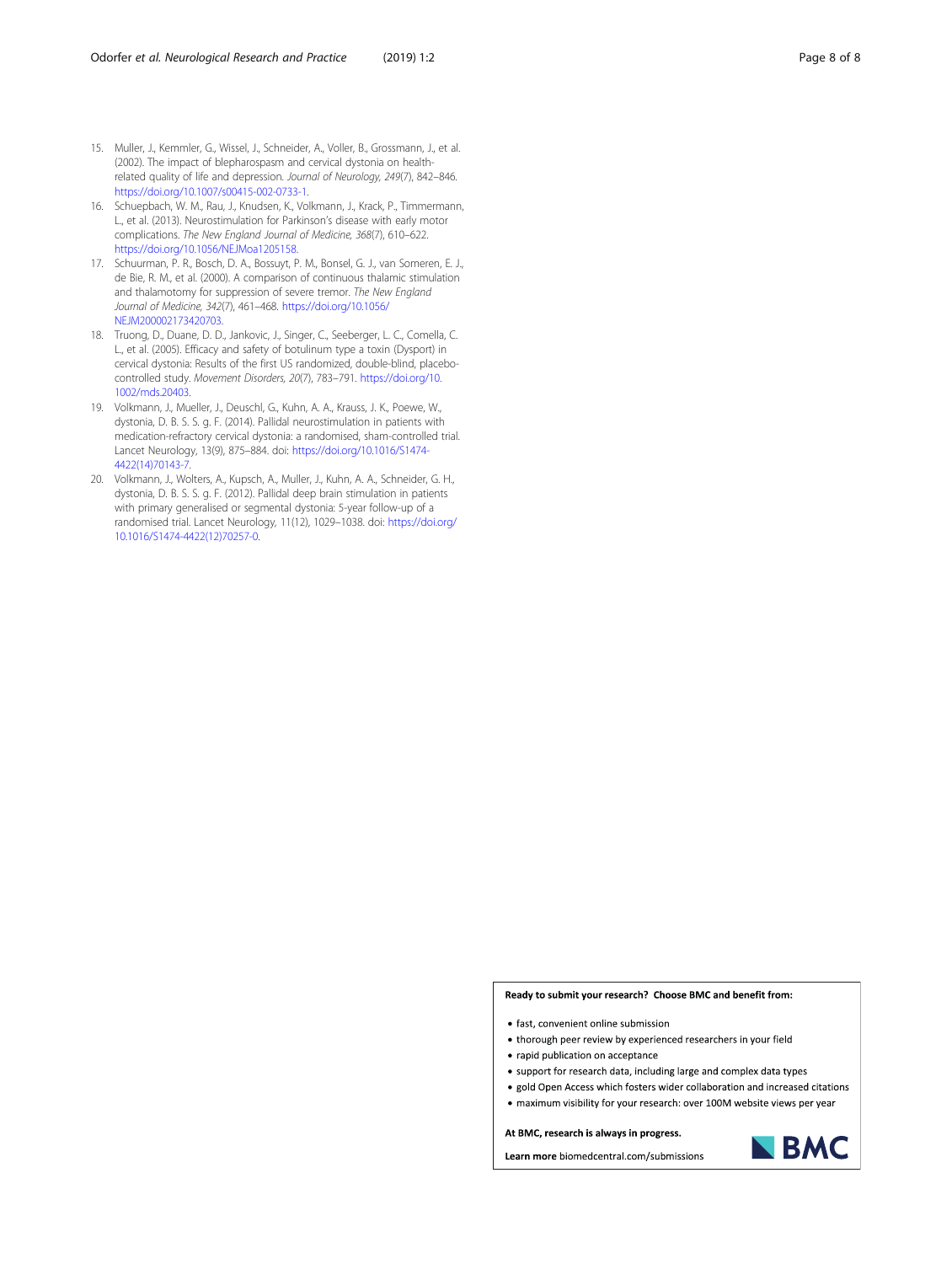15. Muller, J., Kemmler, G., Wissel, J., Schneider, A., Voller, B., Grossmann, J., et al. (2002). The impact of blepharospasm and cervical dystonia on health-related quality of life and depression. *Journal of Neurology, 249*(7), 842–846. https://doi.org/10.1007/s00415-002-0733-1.
16. Schuepbach, W. M., Rau, J., Knudsen, K., Volkmann, J., Krack, P., Timmermann, L., et al. (2013). Neurostimulation for Parkinson's disease with early motor complications. *The New England Journal of Medicine, 368*(7), 610–622. https://doi.org/10.1056/NEJMoa1205158.
17. Schuurman, P. R., Bosch, D. A., Bossuyt, P. M., Bonsel, G. J., van Someren, E. J., de Bie, R. M., et al. (2000). A comparison of continuous thalamic stimulation and thalamotomy for suppression of severe tremor. *The New England Journal of Medicine, 342*(7), 461–468. https://doi.org/10.1056/NEJM200002173420703.
18. Truong, D., Duane, D. D., Jankovic, J., Singer, C., Seeberger, L. C., Comella, C. L., et al. (2005). Efficacy and safety of botulinum type a toxin (Dysport) in cervical dystonia: Results of the first US randomized, double-blind, placebo-controlled study. *Movement Disorders, 20*(7), 783–791. https://doi.org/10.1002/mds.20403.
19. Volkmann, J., Mueller, J., Deuschl, G., Kuhn, A. A., Krauss, J. K., Poewe, W., dystonia, D. B. S. S. g. F. (2014). Pallidal neurostimulation in patients with medication-refractory cervical dystonia: a randomised, sham-controlled trial. Lancet Neurology, 13(9), 875–884. doi: https://doi.org/10.1016/S1474-4422(14)70143-7.
20. Volkmann, J., Wolters, A., Kupsch, A., Muller, J., Kuhn, A. A., Schneider, G. H., dystonia, D. B. S. S. g. F. (2012). Pallidal deep brain stimulation in patients with primary generalised or segmental dystonia: 5-year follow-up of a randomised trial. Lancet Neurology, 11(12), 1029–1038. doi: https://doi.org/10.1016/S1474-4422(12)70257-0.

**Ready to submit your research? Choose BMC and benefit from:**

- fast, convenient online submission
- thorough peer review by experienced researchers in your field
- rapid publication on acceptance
- support for research data, including large and complex data types
- gold Open Access which fosters wider collaboration and increased citations
- maximum visibility for your research: over 100M website views per year

**At BMC, research is always in progress.**

**Learn more** biomedcentral.com/submissions

BMC